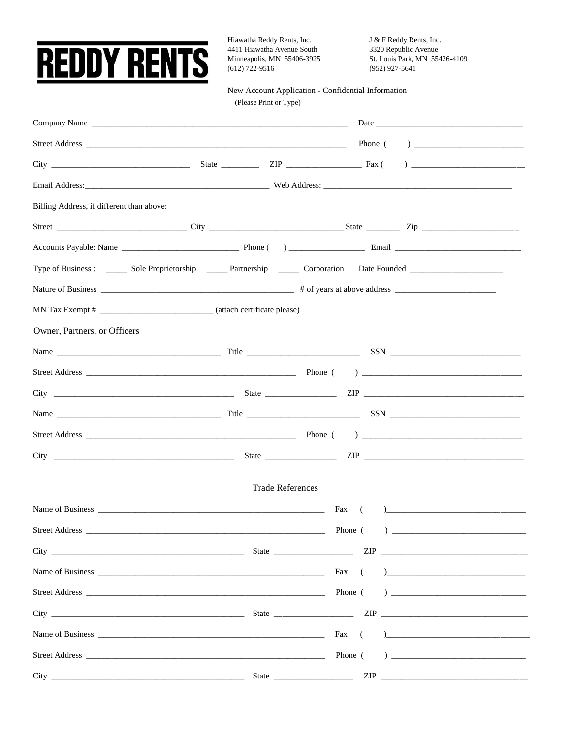# REDDY RENTS

Hiawatha Reddy Rents, Inc.
4411 Hiawatha Avenue South
Minneapolis, MN 55406-3925
(612) 722-9516

J & F Reddy Rents, Inc.
3320 Republic Avenue
St. Louis Park, MN 55426-4109
(952) 927-5641

New Account Application - Confidential Information
(Please Print or Type)

Company Name ______________________________________________ Date ______________________________

Street Address ______________________________________________ Phone ( ) ______________________

City ____________________________ State ________ ZIP ________________ Fax ( ) ______________________

Email Address:________________________________________ Web Address: ________________________________________

Billing Address, if different than above:

Street ____________________________ City ____________________________ State ________ Zip ______________________

Accounts Payable: Name __________________________ Phone ( ) ________________ Email ____________________________

Type of Business : _____ Sole Proprietorship _____ Partnership _____ Corporation Date Founded ______________________

Nature of Business ________________________________________ # of years at above address ______________________

MN Tax Exempt # __________________________ (attach certificate please)

## Owner, Partners, or Officers

Name ____________________________________ Title __________________________ SSN ____________________________

Street Address ________________________________________________ Phone ( ) ________________________________

City ________________________________________ State ________________ ZIP ________________________________

Name ____________________________________ Title __________________________ SSN ____________________________

Street Address ________________________________________________ Phone ( ) ________________________________

City ________________________________________ State ________________ ZIP ________________________________

## Trade References

Name of Business ____________________________________________________ Fax ( )____________________________

Street Address ______________________________________________________ Phone ( ) ____________________________

City ____________________________________________ State __________________ ZIP ______________________________

Name of Business ____________________________________________________ Fax ( )____________________________

Street Address ______________________________________________________ Phone ( ) ____________________________

City ____________________________________________ State __________________ ZIP ______________________________

Name of Business ____________________________________________________ Fax ( )____________________________

Street Address ______________________________________________________ Phone ( ) ____________________________

City ____________________________________________ State __________________ ZIP ______________________________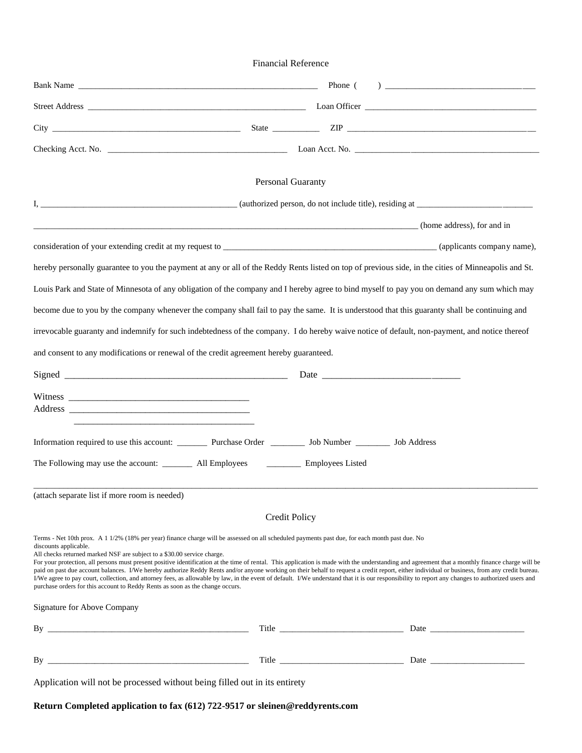## Financial Reference

Bank Name ________________________________________________________ Phone ( ) ___________________________________

Street Address ___________________________________________________ Loan Officer ________________________________________

City __________________________________________ State __________ ZIP ___________________________________________

Checking Acct. No. ________________________________________ Loan Acct. No. ________________________________________

## Personal Guaranty

I, _____________________________________________ (authorized person, do not include title), residing at ____________________________

_________________________________________________________________________________________ (home address), for and in consideration of your extending credit at my request to _________________________________________________ (applicants company name), hereby personally guarantee to you the payment at any or all of the Reddy Rents listed on top of previous side, in the cities of Minneapolis and St. Louis Park and State of Minnesota of any obligation of the company and I hereby agree to bind myself to pay you on demand any sum which may become due to you by the company whenever the company shall fail to pay the same. It is understood that this guaranty shall be continuing and irrevocable guaranty and indemnify for such indebtedness of the company. I do hereby waive notice of default, non-payment, and notice thereof and consent to any modifications or renewal of the credit agreement hereby guaranteed.

Signed __________________________________________________ Date ______________________________

Witness _________________________________________
Address _________________________________________
_________________________________________

Information required to use this account: _______ Purchase Order ________ Job Number ________ Job Address

The Following may use the account: _______ All Employees ________ Employees Listed

______________________________________________________________________________________________________________________

(attach separate list if more room is needed)

## Credit Policy

Terms - Net 10th prox. A 1 1/2% (18% per year) finance charge will be assessed on all scheduled payments past due, for each month past due. No discounts applicable.
All checks returned marked NSF are subject to a $30.00 service charge.
For your protection, all persons must present positive identification at the time of rental. This application is made with the understanding and agreement that a monthly finance charge will be paid on past due account balances. I/We hereby authorize Reddy Rents and/or anyone working on their behalf to request a credit report, either individual or business, from any credit bureau. I/We agree to pay court, collection, and attorney fees, as allowable by law, in the event of default. I/We understand that it is our responsibility to report any changes to authorized users and purchase orders for this account to Reddy Rents as soon as the change occurs.

Signature for Above Company

By ________________________________________________ Title _____________________________ Date ______________________

By ________________________________________________ Title _____________________________ Date ______________________

Application will not be processed without being filled out in its entirety

**Return Completed application to fax (612) 722-9517 or sleinen@reddyrents.com**